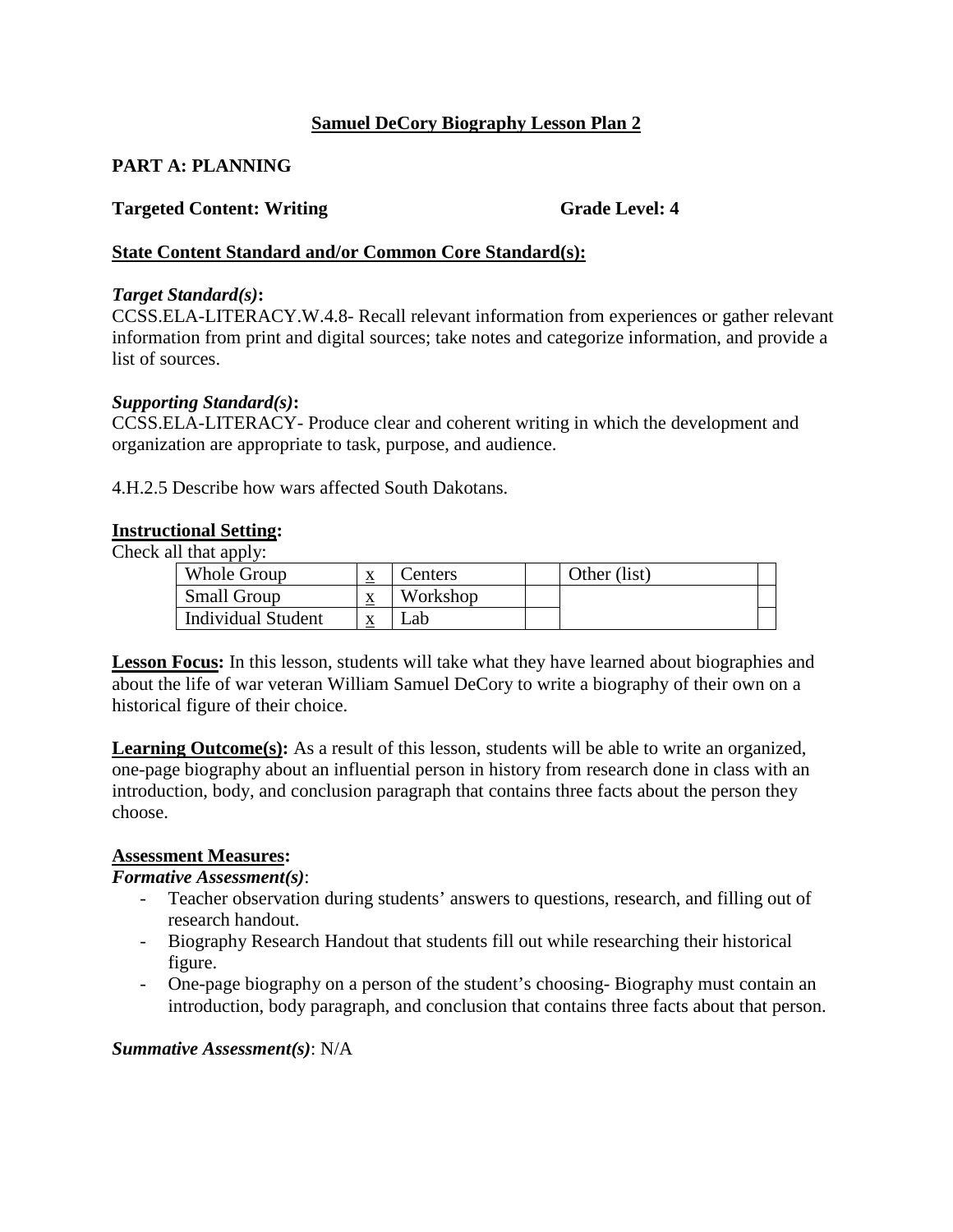# Samuel DeCory Biography Lesson Plan 2

## PART A: PLANNING

**Targeted Content: Writing** **Grade Level: 4**

### State Content Standard and/or Common Core Standard(s):

***Target Standard(s)*:**
CCSS.ELA-LITERACY.W.4.8- Recall relevant information from experiences or gather relevant information from print and digital sources; take notes and categorize information, and provide a list of sources.

***Supporting Standard(s)*:**
CCSS.ELA-LITERACY- Produce clear and coherent writing in which the development and organization are appropriate to task, purpose, and audience.

4.H.2.5 Describe how wars affected South Dakotans.

**Instructional Setting:**
Check all that apply:

| Whole Group | x | Centers | | Other (list) | |
|---|---|---|---|---|---|
| Small Group | x | Workshop | | | |
| Individual Student | x | Lab | | | |

**Lesson Focus:** In this lesson, students will take what they have learned about biographies and about the life of war veteran William Samuel DeCory to write a biography of their own on a historical figure of their choice.

**Learning Outcome(s):** As a result of this lesson, students will be able to write an organized, one-page biography about an influential person in history from research done in class with an introduction, body, and conclusion paragraph that contains three facts about the person they choose.

**Assessment Measures:**

***Formative Assessment(s)*:**

- Teacher observation during students' answers to questions, research, and filling out of research handout.
- Biography Research Handout that students fill out while researching their historical figure.
- One-page biography on a person of the student's choosing- Biography must contain an introduction, body paragraph, and conclusion that contains three facts about that person.

***Summative Assessment(s)*:** N/A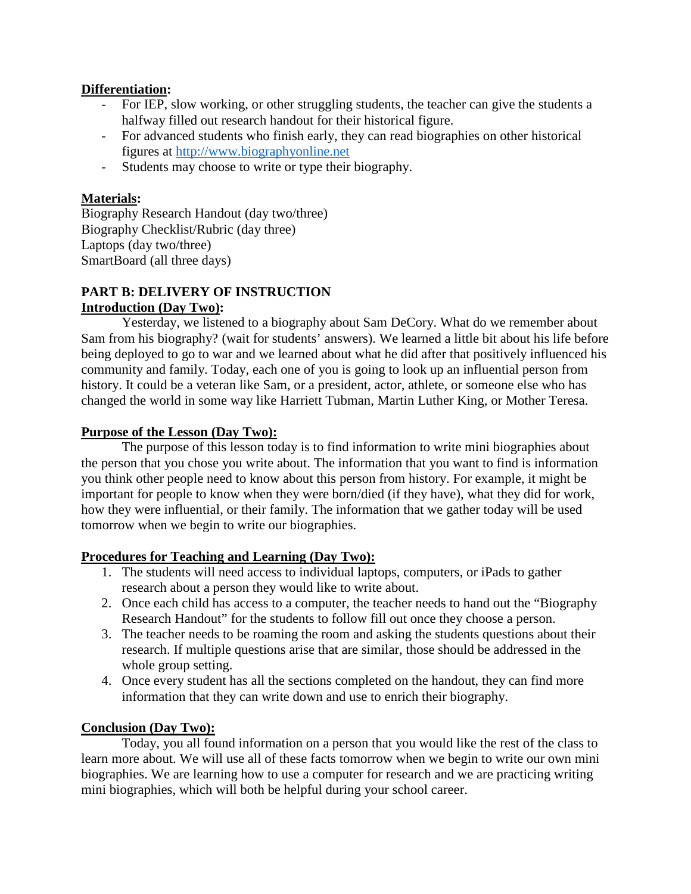**Differentiation:**

- For IEP, slow working, or other struggling students, the teacher can give the students a halfway filled out research handout for their historical figure.
- For advanced students who finish early, they can read biographies on other historical figures at http://www.biographyonline.net
- Students may choose to write or type their biography.

**Materials:**

Biography Research Handout (day two/three)
Biography Checklist/Rubric (day three)
Laptops (day two/three)
SmartBoard (all three days)

**PART B: DELIVERY OF INSTRUCTION**

**Introduction (Day Two):**

Yesterday, we listened to a biography about Sam DeCory. What do we remember about Sam from his biography? (wait for students' answers). We learned a little bit about his life before being deployed to go to war and we learned about what he did after that positively influenced his community and family. Today, each one of you is going to look up an influential person from history. It could be a veteran like Sam, or a president, actor, athlete, or someone else who has changed the world in some way like Harriett Tubman, Martin Luther King, or Mother Teresa.

**Purpose of the Lesson (Day Two):**

The purpose of this lesson today is to find information to write mini biographies about the person that you chose you write about. The information that you want to find is information you think other people need to know about this person from history. For example, it might be important for people to know when they were born/died (if they have), what they did for work, how they were influential, or their family. The information that we gather today will be used tomorrow when we begin to write our biographies.

**Procedures for Teaching and Learning (Day Two):**

1. The students will need access to individual laptops, computers, or iPads to gather research about a person they would like to write about.
2. Once each child has access to a computer, the teacher needs to hand out the "Biography Research Handout" for the students to follow fill out once they choose a person.
3. The teacher needs to be roaming the room and asking the students questions about their research. If multiple questions arise that are similar, those should be addressed in the whole group setting.
4. Once every student has all the sections completed on the handout, they can find more information that they can write down and use to enrich their biography.

**Conclusion (Day Two):**

Today, you all found information on a person that you would like the rest of the class to learn more about. We will use all of these facts tomorrow when we begin to write our own mini biographies. We are learning how to use a computer for research and we are practicing writing mini biographies, which will both be helpful during your school career.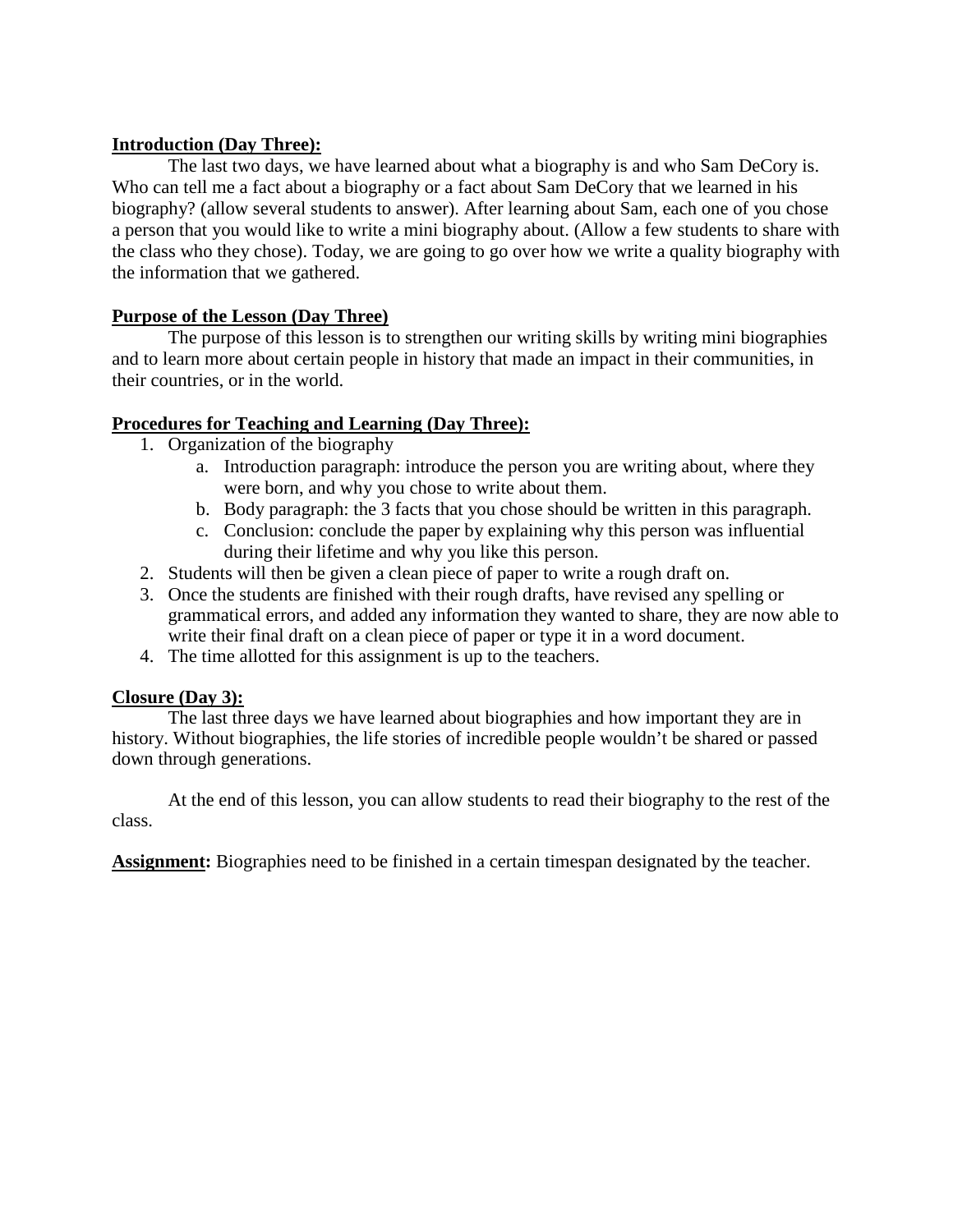**Introduction (Day Three):**

The last two days, we have learned about what a biography is and who Sam DeCory is. Who can tell me a fact about a biography or a fact about Sam DeCory that we learned in his biography? (allow several students to answer). After learning about Sam, each one of you chose a person that you would like to write a mini biography about. (Allow a few students to share with the class who they chose). Today, we are going to go over how we write a quality biography with the information that we gathered.

**Purpose of the Lesson (Day Three)**

The purpose of this lesson is to strengthen our writing skills by writing mini biographies and to learn more about certain people in history that made an impact in their communities, in their countries, or in the world.

**Procedures for Teaching and Learning (Day Three):**

1. Organization of the biography
   a. Introduction paragraph: introduce the person you are writing about, where they were born, and why you chose to write about them.
   b. Body paragraph: the 3 facts that you chose should be written in this paragraph.
   c. Conclusion: conclude the paper by explaining why this person was influential during their lifetime and why you like this person.
2. Students will then be given a clean piece of paper to write a rough draft on.
3. Once the students are finished with their rough drafts, have revised any spelling or grammatical errors, and added any information they wanted to share, they are now able to write their final draft on a clean piece of paper or type it in a word document.
4. The time allotted for this assignment is up to the teachers.

**Closure (Day 3):**

The last three days we have learned about biographies and how important they are in history. Without biographies, the life stories of incredible people wouldn't be shared or passed down through generations.

At the end of this lesson, you can allow students to read their biography to the rest of the class.

**Assignment:** Biographies need to be finished in a certain timespan designated by the teacher.